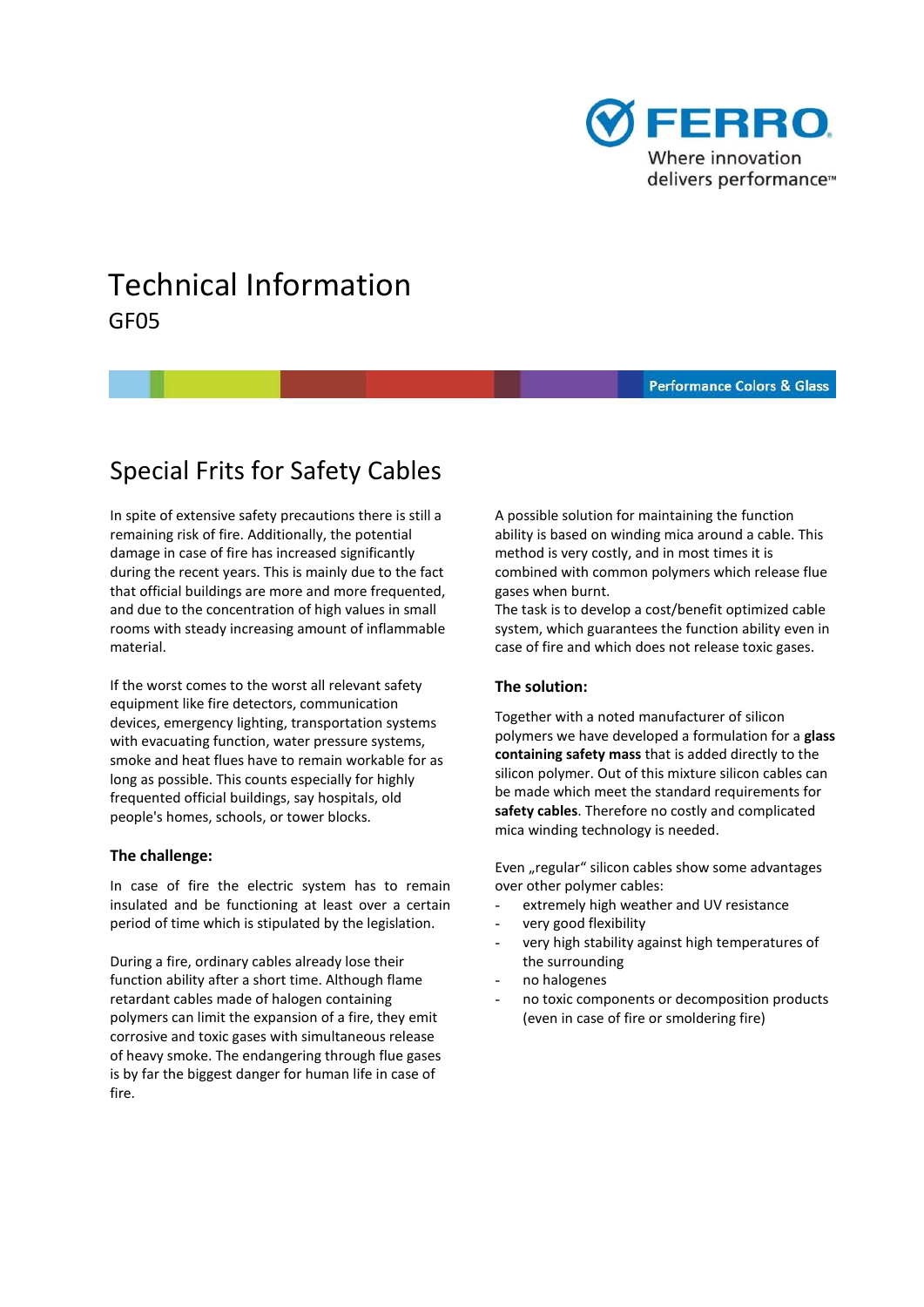FERRO
Where innovation delivers performance™

# Technical Information

GF05

Performance Colors & Glass

## Special Frits for Safety Cables

In spite of extensive safety precautions there is still a remaining risk of fire. Additionally, the potential damage in case of fire has increased significantly during the recent years. This is mainly due to the fact that official buildings are more and more frequented, and due to the concentration of high values in small rooms with steady increasing amount of inflammable material.

If the worst comes to the worst all relevant safety equipment like fire detectors, communication devices, emergency lighting, transportation systems with evacuating function, water pressure systems, smoke and heat flues have to remain workable for as long as possible. This counts especially for highly frequented official buildings, say hospitals, old people's homes, schools, or tower blocks.

### The challenge:

In case of fire the electric system has to remain insulated and be functioning at least over a certain period of time which is stipulated by the legislation.

During a fire, ordinary cables already lose their function ability after a short time. Although flame retardant cables made of halogen containing polymers can limit the expansion of a fire, they emit corrosive and toxic gases with simultaneous release of heavy smoke. The endangering through flue gases is by far the biggest danger for human life in case of fire.

A possible solution for maintaining the function ability is based on winding mica around a cable. This method is very costly, and in most times it is combined with common polymers which release flue gases when burnt.
The task is to develop a cost/benefit optimized cable system, which guarantees the function ability even in case of fire and which does not release toxic gases.

### The solution:

Together with a noted manufacturer of silicon polymers we have developed a formulation for a **glass containing safety mass** that is added directly to the silicon polymer. Out of this mixture silicon cables can be made which meet the standard requirements for **safety cables**. Therefore no costly and complicated mica winding technology is needed.

Even „regular" silicon cables show some advantages over other polymer cables:

- extremely high weather and UV resistance
- very good flexibility
- very high stability against high temperatures of the surrounding
- no halogenes
- no toxic components or decomposition products (even in case of fire or smoldering fire)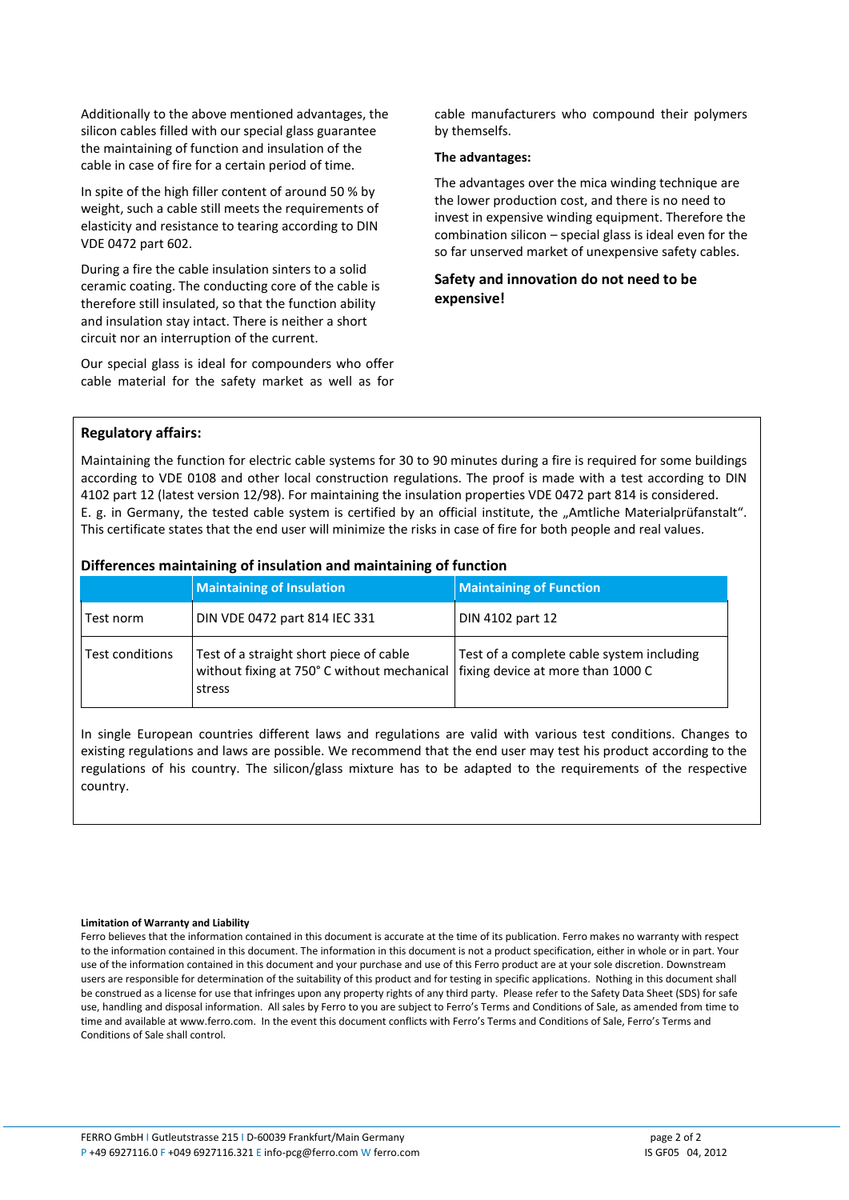Additionally to the above mentioned advantages, the silicon cables filled with our special glass guarantee the maintaining of function and insulation of the cable in case of fire for a certain period of time.

In spite of the high filler content of around 50 % by weight, such a cable still meets the requirements of elasticity and resistance to tearing according to DIN VDE 0472 part 602.

During a fire the cable insulation sinters to a solid ceramic coating. The conducting core of the cable is therefore still insulated, so that the function ability and insulation stay intact. There is neither a short circuit nor an interruption of the current.

Our special glass is ideal for compounders who offer cable material for the safety market as well as for cable manufacturers who compound their polymers by themselfs.

**The advantages:**

The advantages over the mica winding technique are the lower production cost, and there is no need to invest in expensive winding equipment. Therefore the combination silicon – special glass is ideal even for the so far unserved market of unexpensive safety cables.

### Safety and innovation do not need to be expensive!

### Regulatory affairs:

Maintaining the function for electric cable systems for 30 to 90 minutes during a fire is required for some buildings according to VDE 0108 and other local construction regulations. The proof is made with a test according to DIN 4102 part 12 (latest version 12/98). For maintaining the insulation properties VDE 0472 part 814 is considered.
E. g. in Germany, the tested cable system is certified by an official institute, the „Amtliche Materialprüfanstalt". This certificate states that the end user will minimize the risks in case of fire for both people and real values.

**Differences maintaining of insulation and maintaining of function**

| | Maintaining of Insulation | Maintaining of Function |
|---|---|---|
| Test norm | DIN VDE 0472 part 814 IEC 331 | DIN 4102 part 12 |
| Test conditions | Test of a straight short piece of cable without fixing at 750° C without mechanical stress | Test of a complete cable system including fixing device at more than 1000 C |

In single European countries different laws and regulations are valid with various test conditions. Changes to existing regulations and laws are possible. We recommend that the end user may test his product according to the regulations of his country. The silicon/glass mixture has to be adapted to the requirements of the respective country.

**Limitation of Warranty and Liability**
Ferro believes that the information contained in this document is accurate at the time of its publication. Ferro makes no warranty with respect to the information contained in this document. The information in this document is not a product specification, either in whole or in part. Your use of the information contained in this document and your purchase and use of this Ferro product are at your sole discretion. Downstream users are responsible for determination of the suitability of this product and for testing in specific applications. Nothing in this document shall be construed as a license for use that infringes upon any property rights of any third party. Please refer to the Safety Data Sheet (SDS) for safe use, handling and disposal information. All sales by Ferro to you are subject to Ferro's Terms and Conditions of Sale, as amended from time to time and available at www.ferro.com. In the event this document conflicts with Ferro's Terms and Conditions of Sale, Ferro's Terms and Conditions of Sale shall control.